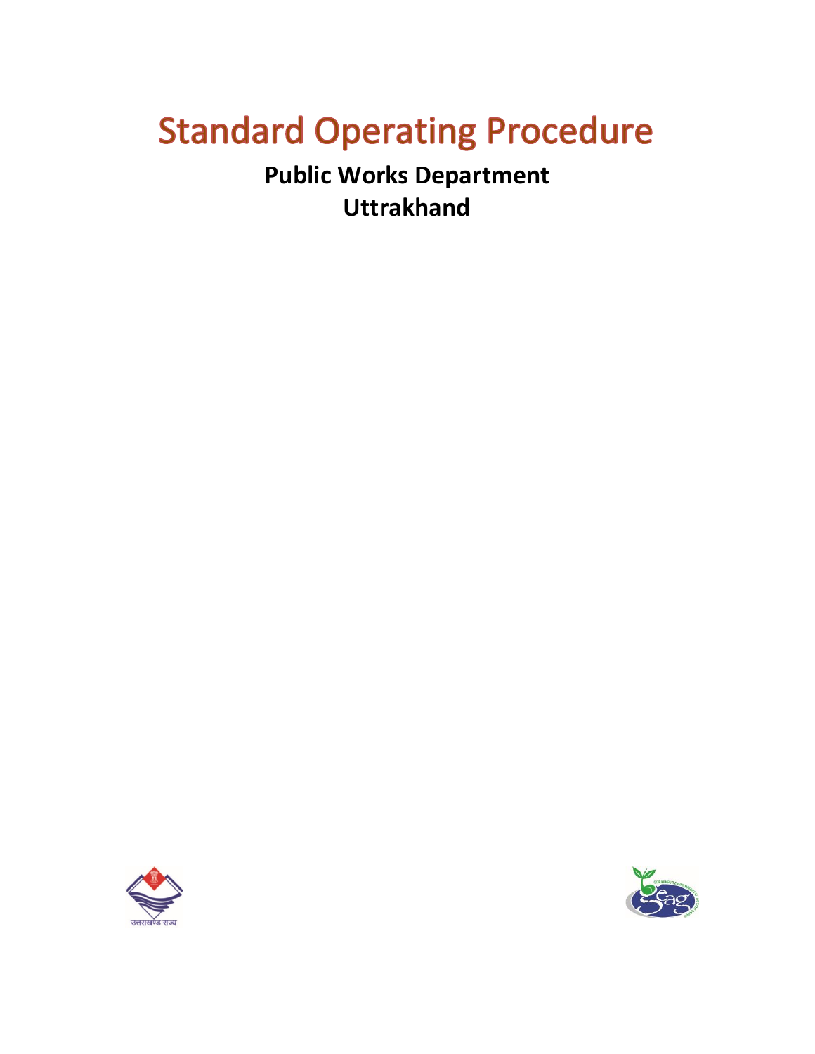# Standard Operating Procedure

**Public Works Department**
**Uttrakhand**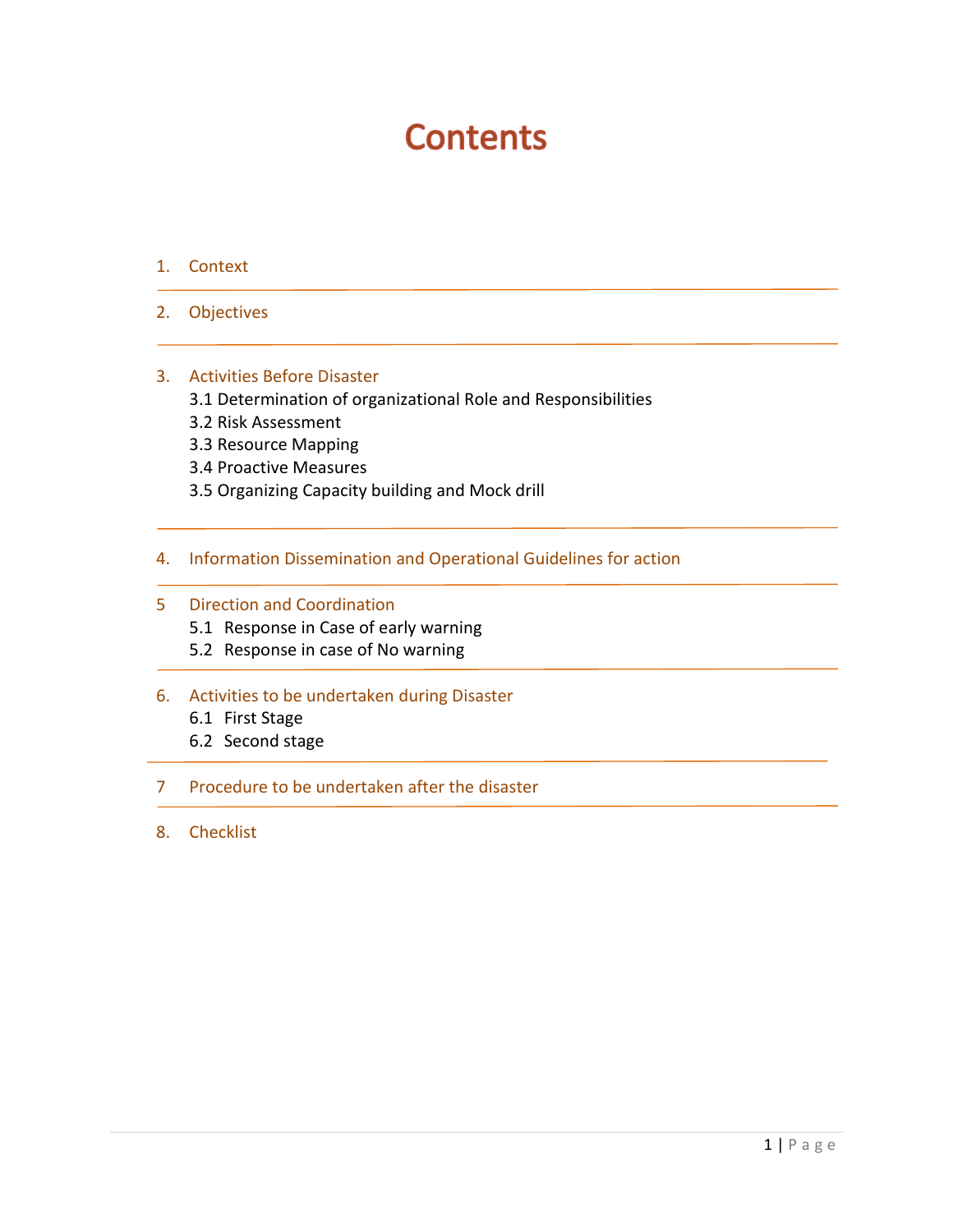# Contents

1. Context
2. Objectives
3. Activities Before Disaster
   - 3.1 Determination of organizational Role and Responsibilities
   - 3.2 Risk Assessment
   - 3.3 Resource Mapping
   - 3.4 Proactive Measures
   - 3.5 Organizing Capacity building and Mock drill
4. Information Dissemination and Operational Guidelines for action
5. Direction and Coordination
   - 5.1 Response in Case of early warning
   - 5.2 Response in case of No warning
6. Activities to be undertaken during Disaster
   - 6.1 First Stage
   - 6.2 Second stage
7. Procedure to be undertaken after the disaster
8. Checklist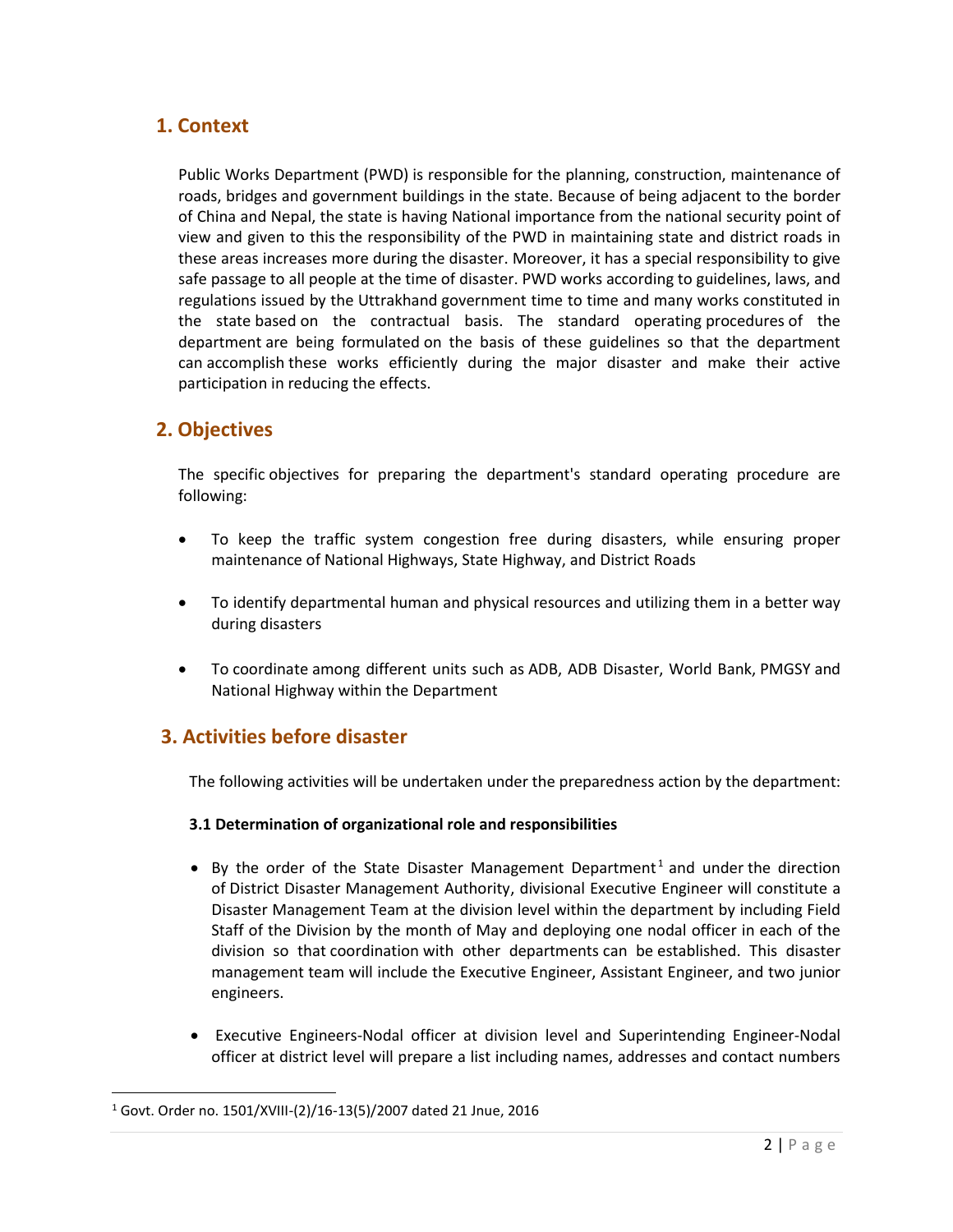## 1. Context

Public Works Department (PWD) is responsible for the planning, construction, maintenance of roads, bridges and government buildings in the state. Because of being adjacent to the border of China and Nepal, the state is having National importance from the national security point of view and given to this the responsibility of the PWD in maintaining state and district roads in these areas increases more during the disaster. Moreover, it has a special responsibility to give safe passage to all people at the time of disaster. PWD works according to guidelines, laws, and regulations issued by the Uttrakhand government time to time and many works constituted in the state based on the contractual basis. The standard operating procedures of the department are being formulated on the basis of these guidelines so that the department can accomplish these works efficiently during the major disaster and make their active participation in reducing the effects.

## 2. Objectives

The specific objectives for preparing the department's standard operating procedure are following:

- To keep the traffic system congestion free during disasters, while ensuring proper maintenance of National Highways, State Highway, and District Roads
- To identify departmental human and physical resources and utilizing them in a better way during disasters
- To coordinate among different units such as ADB, ADB Disaster, World Bank, PMGSY and National Highway within the Department

## 3. Activities before disaster

The following activities will be undertaken under the preparedness action by the department:

**3.1 Determination of organizational role and responsibilities**

- By the order of the State Disaster Management Department[1] and under the direction of District Disaster Management Authority, divisional Executive Engineer will constitute a Disaster Management Team at the division level within the department by including Field Staff of the Division by the month of May and deploying one nodal officer in each of the division so that coordination with other departments can be established. This disaster management team will include the Executive Engineer, Assistant Engineer, and two junior engineers.
- Executive Engineers-Nodal officer at division level and Superintending Engineer-Nodal officer at district level will prepare a list including names, addresses and contact numbers

[1] Govt. Order no. 1501/XVIII-(2)/16-13(5)/2007 dated 21 Jnue, 2016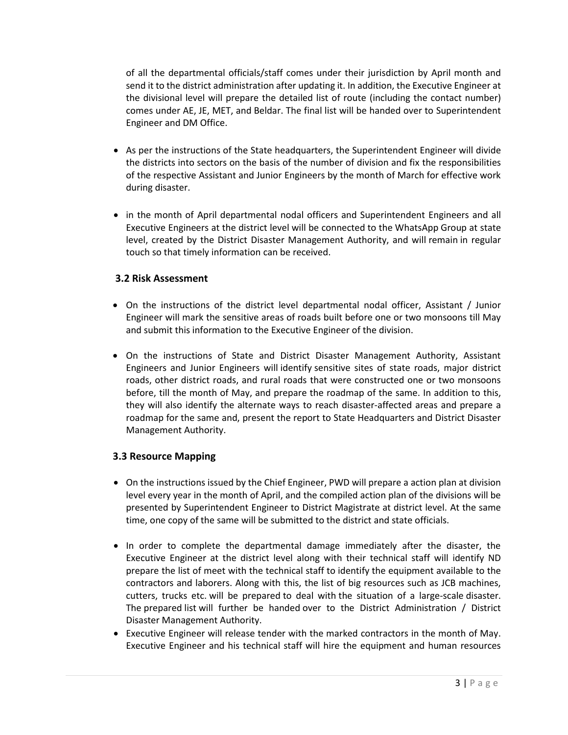of all the departmental officials/staff comes under their jurisdiction by April month and send it to the district administration after updating it. In addition, the Executive Engineer at the divisional level will prepare the detailed list of route (including the contact number) comes under AE, JE, MET, and Beldar. The final list will be handed over to Superintendent Engineer and DM Office.

- As per the instructions of the State headquarters, the Superintendent Engineer will divide the districts into sectors on the basis of the number of division and fix the responsibilities of the respective Assistant and Junior Engineers by the month of March for effective work during disaster.

- in the month of April departmental nodal officers and Superintendent Engineers and all Executive Engineers at the district level will be connected to the WhatsApp Group at state level, created by the District Disaster Management Authority, and will remain in regular touch so that timely information can be received.

### 3.2 Risk Assessment

- On the instructions of the district level departmental nodal officer, Assistant / Junior Engineer will mark the sensitive areas of roads built before one or two monsoons till May and submit this information to the Executive Engineer of the division.

- On the instructions of State and District Disaster Management Authority, Assistant Engineers and Junior Engineers will identify sensitive sites of state roads, major district roads, other district roads, and rural roads that were constructed one or two monsoons before, till the month of May, and prepare the roadmap of the same. In addition to this, they will also identify the alternate ways to reach disaster-affected areas and prepare a roadmap for the same and, present the report to State Headquarters and District Disaster Management Authority.

### 3.3 Resource Mapping

- On the instructions issued by the Chief Engineer, PWD will prepare a action plan at division level every year in the month of April, and the compiled action plan of the divisions will be presented by Superintendent Engineer to District Magistrate at district level. At the same time, one copy of the same will be submitted to the district and state officials.

- In order to complete the departmental damage immediately after the disaster, the Executive Engineer at the district level along with their technical staff will identify ND prepare the list of meet with the technical staff to identify the equipment available to the contractors and laborers. Along with this, the list of big resources such as JCB machines, cutters, trucks etc. will be prepared to deal with the situation of a large-scale disaster. The prepared list will further be handed over to the District Administration / District Disaster Management Authority.
- Executive Engineer will release tender with the marked contractors in the month of May. Executive Engineer and his technical staff will hire the equipment and human resources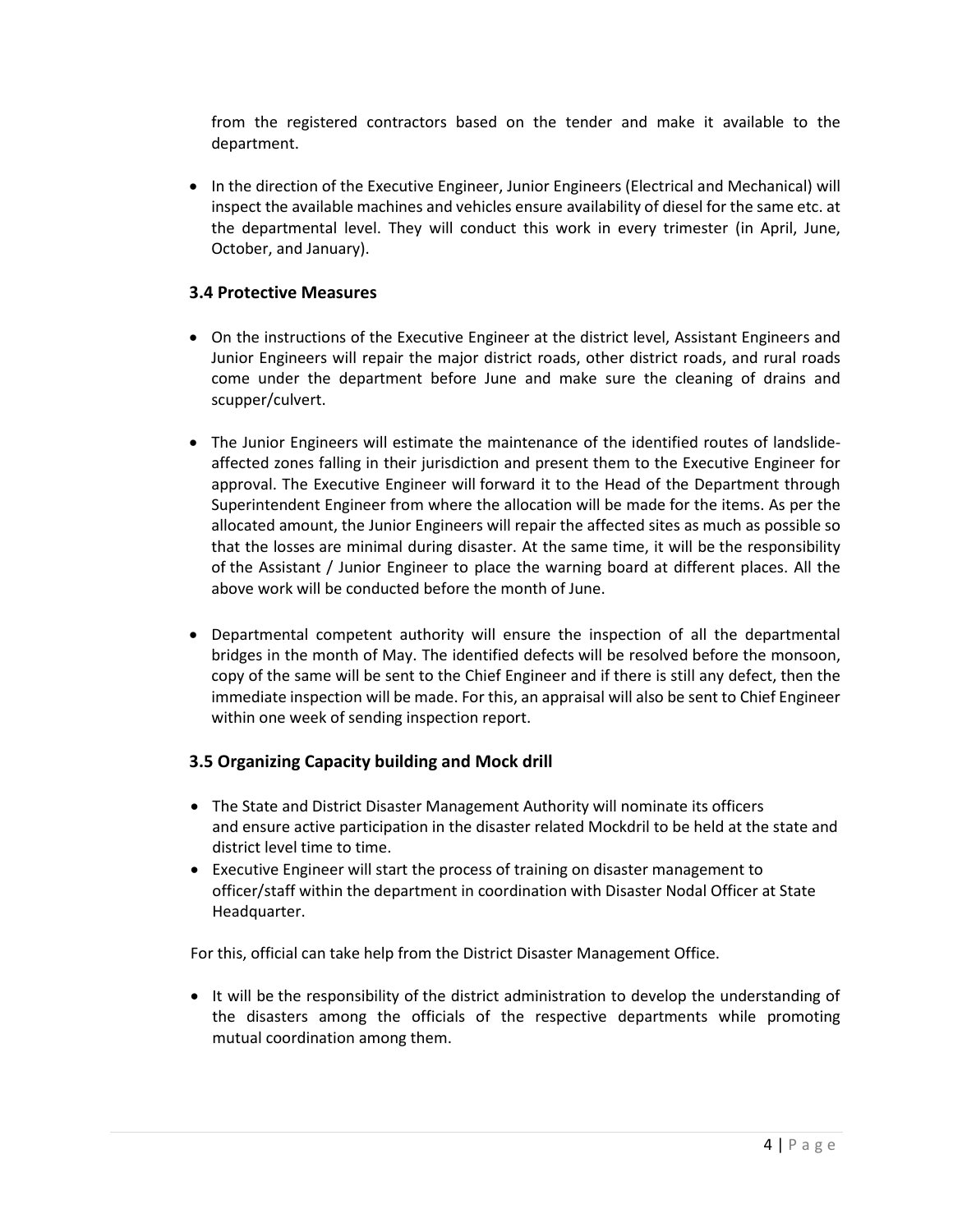from the registered contractors based on the tender and make it available to the department.

- In the direction of the Executive Engineer, Junior Engineers (Electrical and Mechanical) will inspect the available machines and vehicles ensure availability of diesel for the same etc. at the departmental level. They will conduct this work in every trimester (in April, June, October, and January).

### 3.4 Protective Measures

- On the instructions of the Executive Engineer at the district level, Assistant Engineers and Junior Engineers will repair the major district roads, other district roads, and rural roads come under the department before June and make sure the cleaning of drains and scupper/culvert.

- The Junior Engineers will estimate the maintenance of the identified routes of landslide-affected zones falling in their jurisdiction and present them to the Executive Engineer for approval. The Executive Engineer will forward it to the Head of the Department through Superintendent Engineer from where the allocation will be made for the items. As per the allocated amount, the Junior Engineers will repair the affected sites as much as possible so that the losses are minimal during disaster. At the same time, it will be the responsibility of the Assistant / Junior Engineer to place the warning board at different places. All the above work will be conducted before the month of June.

- Departmental competent authority will ensure the inspection of all the departmental bridges in the month of May. The identified defects will be resolved before the monsoon, copy of the same will be sent to the Chief Engineer and if there is still any defect, then the immediate inspection will be made. For this, an appraisal will also be sent to Chief Engineer within one week of sending inspection report.

### 3.5 Organizing Capacity building and Mock drill

- The State and District Disaster Management Authority will nominate its officers and ensure active participation in the disaster related Mockdril to be held at the state and district level time to time.
- Executive Engineer will start the process of training on disaster management to officer/staff within the department in coordination with Disaster Nodal Officer at State Headquarter.

For this, official can take help from the District Disaster Management Office.

- It will be the responsibility of the district administration to develop the understanding of the disasters among the officials of the respective departments while promoting mutual coordination among them.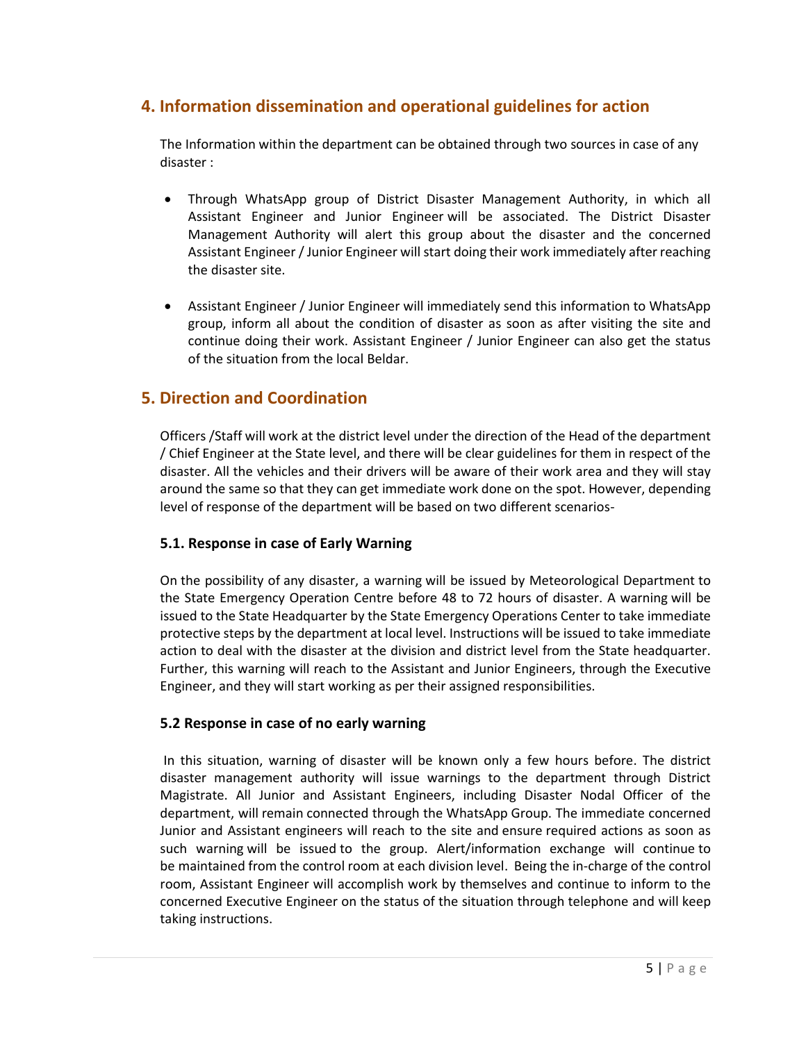## 4. Information dissemination and operational guidelines for action

The Information within the department can be obtained through two sources in case of any disaster :

- Through WhatsApp group of District Disaster Management Authority, in which all Assistant Engineer and Junior Engineer will be associated. The District Disaster Management Authority will alert this group about the disaster and the concerned Assistant Engineer / Junior Engineer will start doing their work immediately after reaching the disaster site.

- Assistant Engineer / Junior Engineer will immediately send this information to WhatsApp group, inform all about the condition of disaster as soon as after visiting the site and continue doing their work. Assistant Engineer / Junior Engineer can also get the status of the situation from the local Beldar.

## 5. Direction and Coordination

Officers /Staff will work at the district level under the direction of the Head of the department / Chief Engineer at the State level, and there will be clear guidelines for them in respect of the disaster. All the vehicles and their drivers will be aware of their work area and they will stay around the same so that they can get immediate work done on the spot. However, depending level of response of the department will be based on two different scenarios-

### 5.1. Response in case of Early Warning

On the possibility of any disaster, a warning will be issued by Meteorological Department to the State Emergency Operation Centre before 48 to 72 hours of disaster. A warning will be issued to the State Headquarter by the State Emergency Operations Center to take immediate protective steps by the department at local level. Instructions will be issued to take immediate action to deal with the disaster at the division and district level from the State headquarter. Further, this warning will reach to the Assistant and Junior Engineers, through the Executive Engineer, and they will start working as per their assigned responsibilities.

### 5.2 Response in case of no early warning

In this situation, warning of disaster will be known only a few hours before. The district disaster management authority will issue warnings to the department through District Magistrate. All Junior and Assistant Engineers, including Disaster Nodal Officer of the department, will remain connected through the WhatsApp Group. The immediate concerned Junior and Assistant engineers will reach to the site and ensure required actions as soon as such warning will be issued to the group. Alert/information exchange will continue to be maintained from the control room at each division level. Being the in-charge of the control room, Assistant Engineer will accomplish work by themselves and continue to inform to the concerned Executive Engineer on the status of the situation through telephone and will keep taking instructions.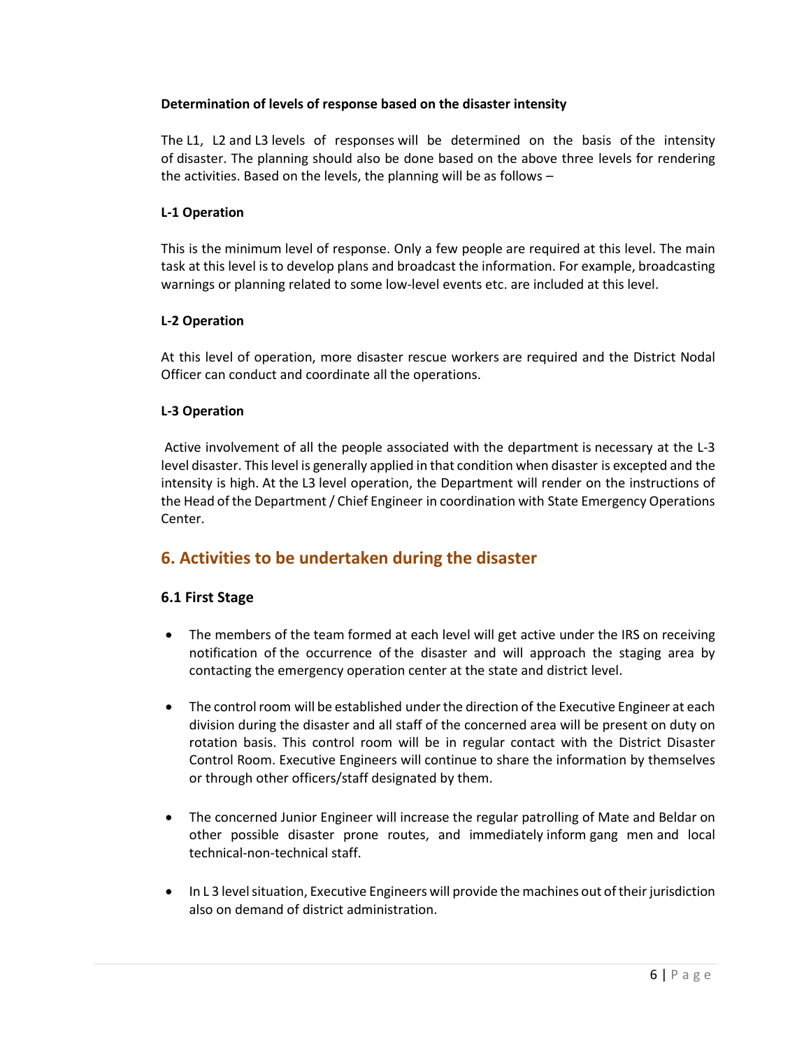**Determination of levels of response based on the disaster intensity**

The L1, L2 and L3 levels of responses will be determined on the basis of the intensity of disaster. The planning should also be done based on the above three levels for rendering the activities. Based on the levels, the planning will be as follows –

**L-1 Operation**

This is the minimum level of response. Only a few people are required at this level. The main task at this level is to develop plans and broadcast the information. For example, broadcasting warnings or planning related to some low-level events etc. are included at this level.

**L-2 Operation**

At this level of operation, more disaster rescue workers are required and the District Nodal Officer can conduct and coordinate all the operations.

**L-3 Operation**

Active involvement of all the people associated with the department is necessary at the L-3 level disaster. This level is generally applied in that condition when disaster is excepted and the intensity is high. At the L3 level operation, the Department will render on the instructions of the Head of the Department / Chief Engineer in coordination with State Emergency Operations Center.

## 6. Activities to be undertaken during the disaster

### 6.1 First Stage

- The members of the team formed at each level will get active under the IRS on receiving notification of the occurrence of the disaster and will approach the staging area by contacting the emergency operation center at the state and district level.
- The control room will be established under the direction of the Executive Engineer at each division during the disaster and all staff of the concerned area will be present on duty on rotation basis. This control room will be in regular contact with the District Disaster Control Room. Executive Engineers will continue to share the information by themselves or through other officers/staff designated by them.
- The concerned Junior Engineer will increase the regular patrolling of Mate and Beldar on other possible disaster prone routes, and immediately inform gang men and local technical-non-technical staff.
- In L 3 level situation, Executive Engineers will provide the machines out of their jurisdiction also on demand of district administration.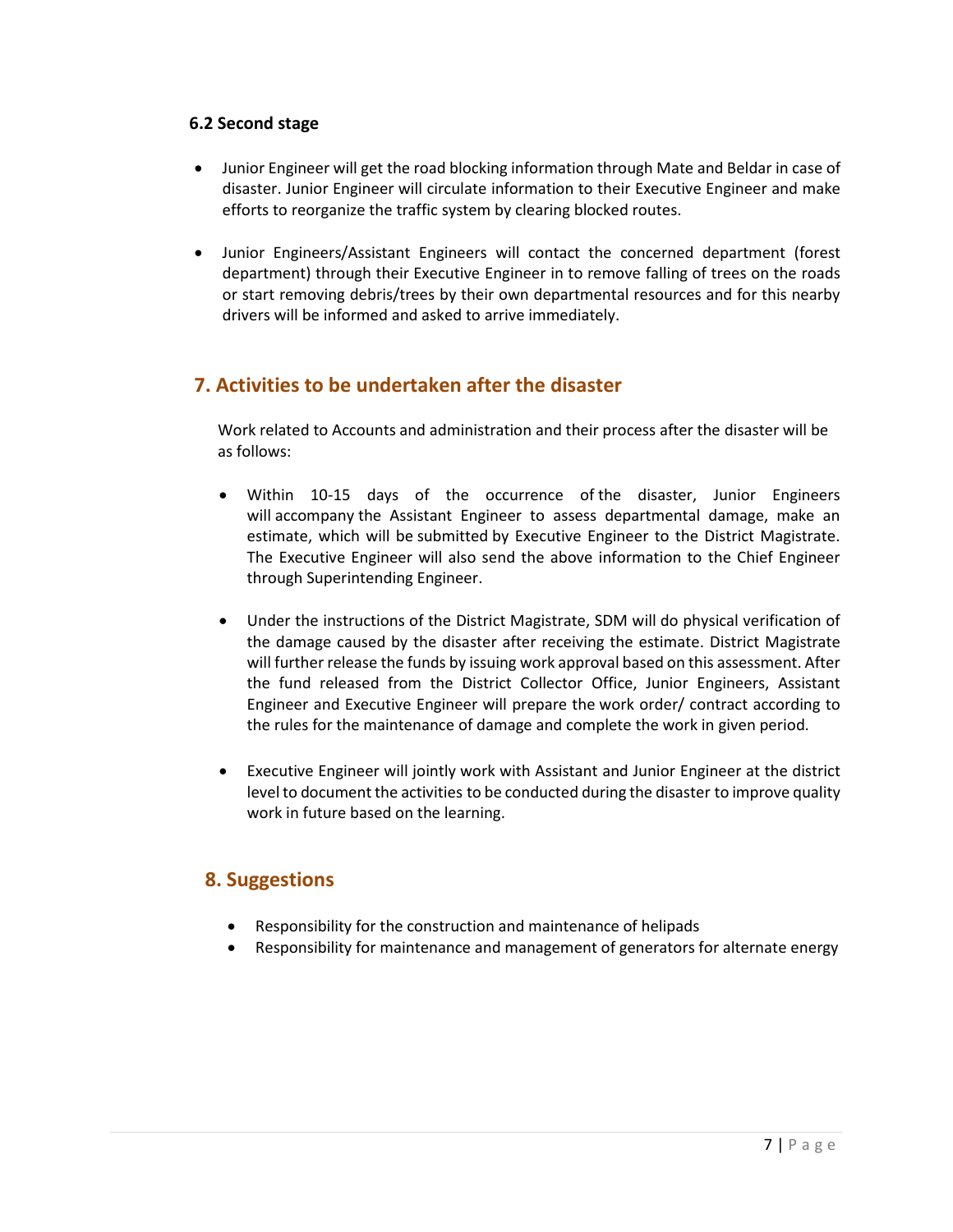### 6.2 Second stage

- Junior Engineer will get the road blocking information through Mate and Beldar in case of disaster. Junior Engineer will circulate information to their Executive Engineer and make efforts to reorganize the traffic system by clearing blocked routes.
- Junior Engineers/Assistant Engineers will contact the concerned department (forest department) through their Executive Engineer in to remove falling of trees on the roads or start removing debris/trees by their own departmental resources and for this nearby drivers will be informed and asked to arrive immediately.

## 7. Activities to be undertaken after the disaster

Work related to Accounts and administration and their process after the disaster will be as follows:

- Within 10-15 days of the occurrence of the disaster, Junior Engineers will accompany the Assistant Engineer to assess departmental damage, make an estimate, which will be submitted by Executive Engineer to the District Magistrate. The Executive Engineer will also send the above information to the Chief Engineer through Superintending Engineer.
- Under the instructions of the District Magistrate, SDM will do physical verification of the damage caused by the disaster after receiving the estimate. District Magistrate will further release the funds by issuing work approval based on this assessment. After the fund released from the District Collector Office, Junior Engineers, Assistant Engineer and Executive Engineer will prepare the work order/ contract according to the rules for the maintenance of damage and complete the work in given period.
- Executive Engineer will jointly work with Assistant and Junior Engineer at the district level to document the activities to be conducted during the disaster to improve quality work in future based on the learning.

## 8. Suggestions

- Responsibility for the construction and maintenance of helipads
- Responsibility for maintenance and management of generators for alternate energy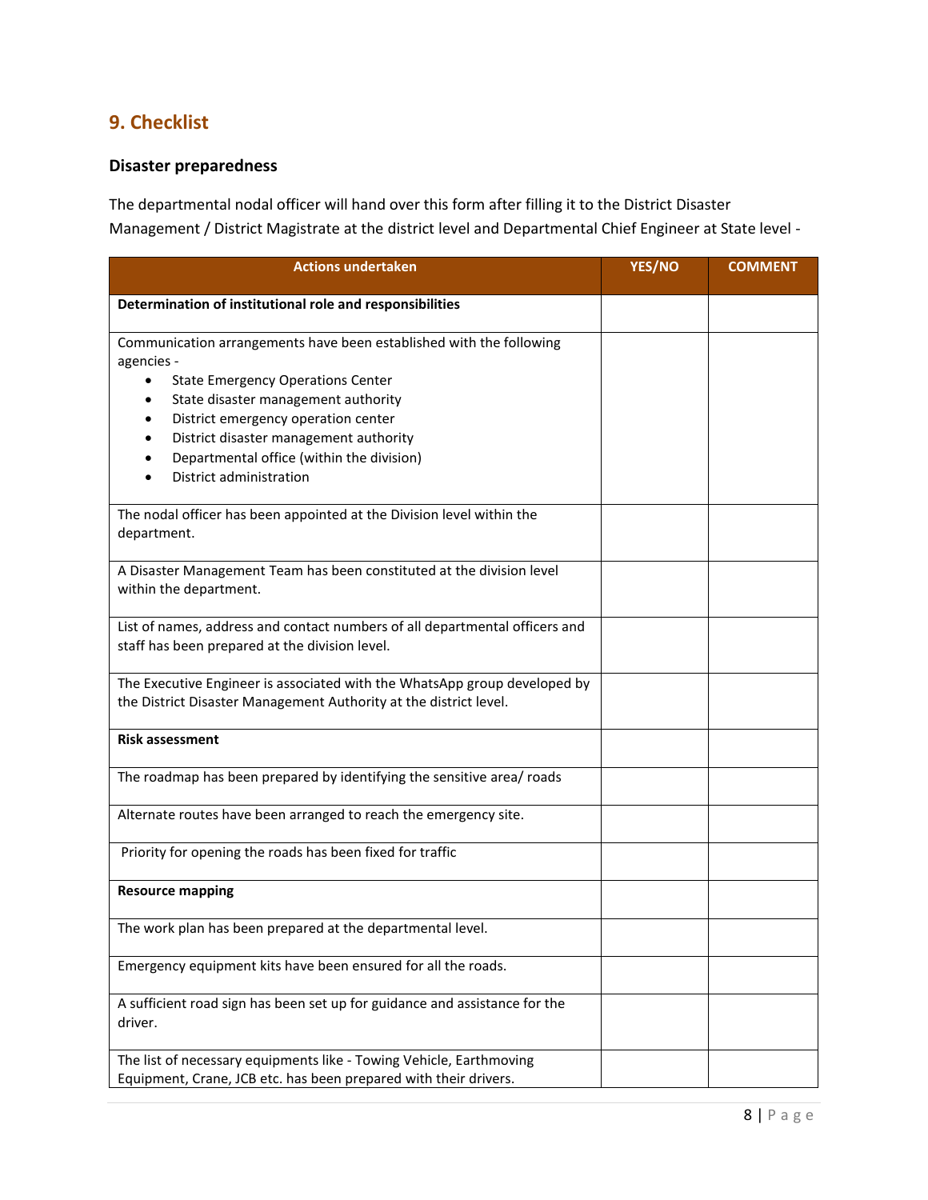## 9. Checklist

### Disaster preparedness

The departmental nodal officer will hand over this form after filling it to the District Disaster Management / District Magistrate at the district level and Departmental Chief Engineer at State level -

| Actions undertaken | YES/NO | COMMENT |
|---|---|---|
| **Determination of institutional role and responsibilities** | | |
| Communication arrangements have been established with the following agencies - <br>• State Emergency Operations Center<br>• State disaster management authority<br>• District emergency operation center<br>• District disaster management authority<br>• Departmental office (within the division)<br>• District administration | | |
| The nodal officer has been appointed at the Division level within the department. | | |
| A Disaster Management Team has been constituted at the division level within the department. | | |
| List of names, address and contact numbers of all departmental officers and staff has been prepared at the division level. | | |
| The Executive Engineer is associated with the WhatsApp group developed by the District Disaster Management Authority at the district level. | | |
| **Risk assessment** | | |
| The roadmap has been prepared by identifying the sensitive area/ roads | | |
| Alternate routes have been arranged to reach the emergency site. | | |
| Priority for opening the roads has been fixed for traffic | | |
| **Resource mapping** | | |
| The work plan has been prepared at the departmental level. | | |
| Emergency equipment kits have been ensured for all the roads. | | |
| A sufficient road sign has been set up for guidance and assistance for the driver. | | |
| The list of necessary equipments like - Towing Vehicle, Earthmoving Equipment, Crane, JCB etc. has been prepared with their drivers. | | |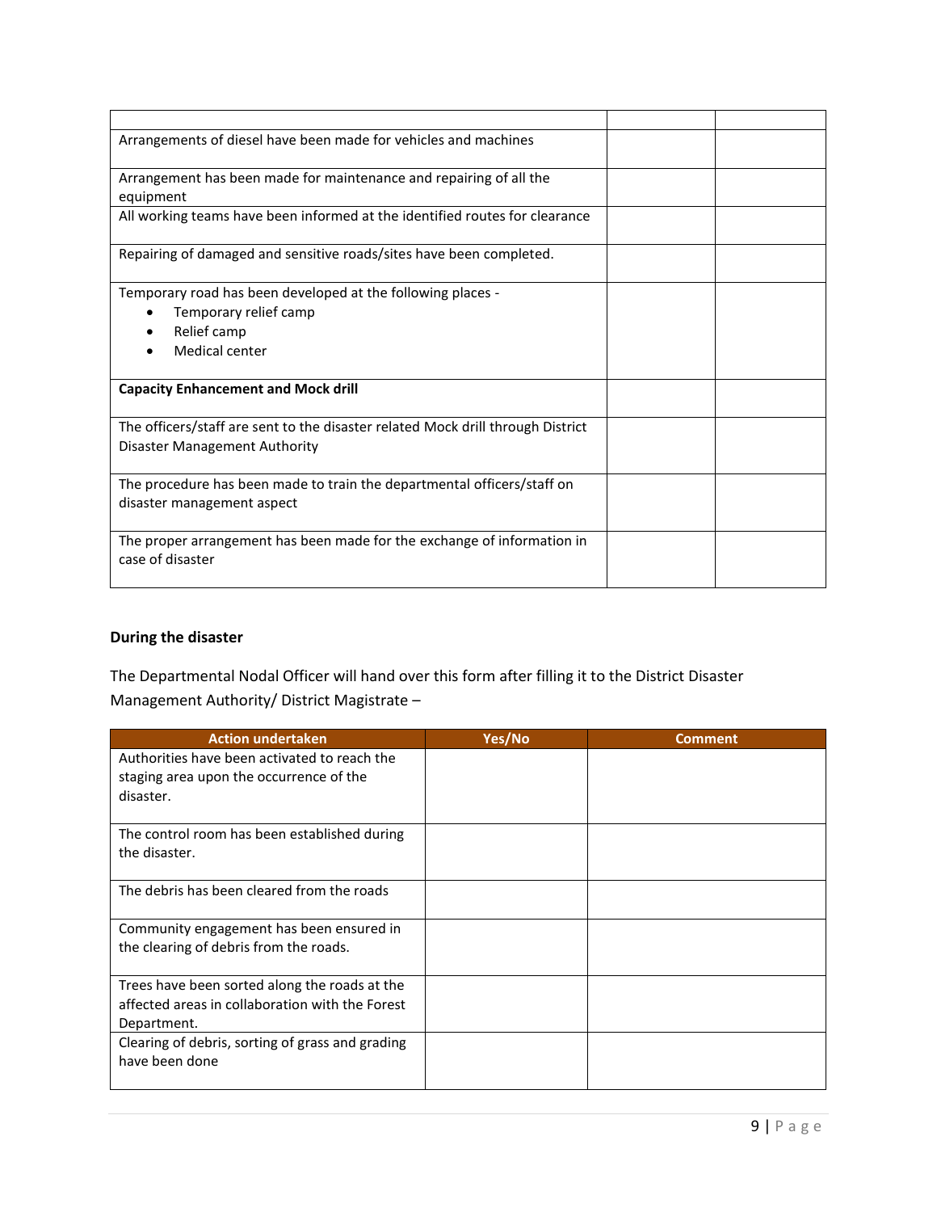| | | |
|---|---|---|
| Arrangements of diesel have been made for vehicles and machines | | |
| Arrangement has been made for maintenance and repairing of all the equipment | | |
| All working teams have been informed at the identified routes for clearance | | |
| Repairing of damaged and sensitive roads/sites have been completed. | | |
| Temporary road has been developed at the following places - <br>• Temporary relief camp<br>• Relief camp<br>• Medical center | | |
| **Capacity Enhancement and Mock drill** | | |
| The officers/staff are sent to the disaster related Mock drill through District Disaster Management Authority | | |
| The procedure has been made to train the departmental officers/staff on disaster management aspect | | |
| The proper arrangement has been made for the exchange of information in case of disaster | | |

### During the disaster

The Departmental Nodal Officer will hand over this form after filling it to the District Disaster Management Authority/ District Magistrate –

| Action undertaken | Yes/No | Comment |
|---|---|---|
| Authorities have been activated to reach the staging area upon the occurrence of the disaster. | | |
| The control room has been established during the disaster. | | |
| The debris has been cleared from the roads | | |
| Community engagement has been ensured in the clearing of debris from the roads. | | |
| Trees have been sorted along the roads at the affected areas in collaboration with the Forest Department. | | |
| Clearing of debris, sorting of grass and grading have been done | | |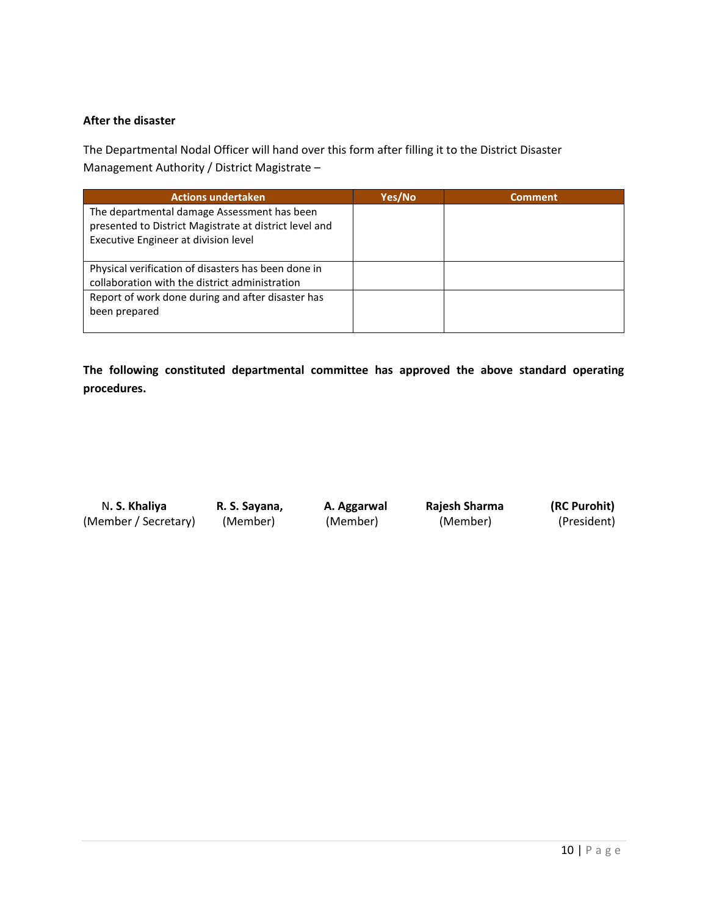**After the disaster**

The Departmental Nodal Officer will hand over this form after filling it to the District Disaster Management Authority / District Magistrate –

| Actions undertaken | Yes/No | Comment |
|---|---|---|
| The departmental damage Assessment has been presented to District Magistrate at district level and Executive Engineer at division level | | |
| Physical verification of disasters has been done in collaboration with the district administration | | |
| Report of work done during and after disaster has been prepared | | |

**The following constituted departmental committee has approved the above standard operating procedures.**

N**. S. Khaliya**
(Member / Secretary)

**R. S. Sayana,**
(Member)

**A. Aggarwal**
(Member)

**Rajesh Sharma**
(Member)

**(RC Purohit)**
(President)